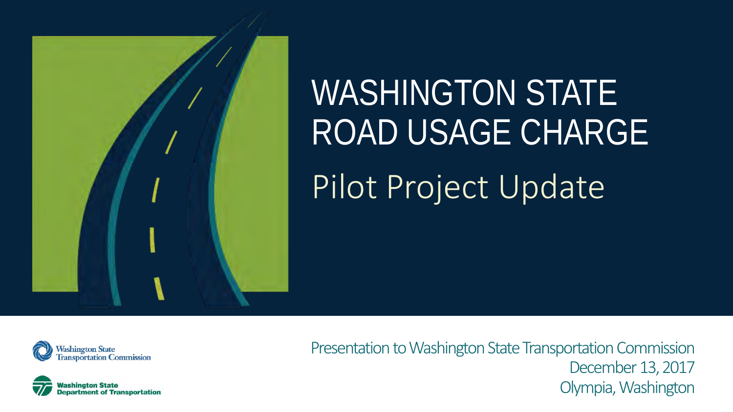# WASHINGTON STATE ROAD USAGE CHARGE

## Pilot Project Update

Washington State Transportation Commission

Washington State Department of Transportation

Presentation to Washington State Transportation Commission
December 13, 2017
Olympia, Washington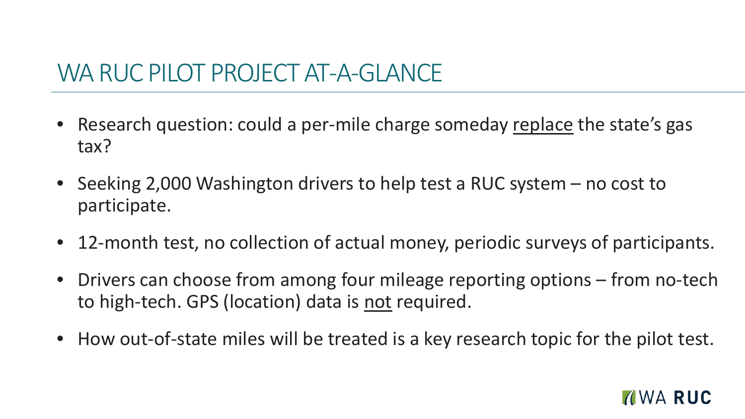# WA RUC PILOT PROJECT AT-A-GLANCE

- Research question: could a per-mile charge someday replace the state's gas tax?
- Seeking 2,000 Washington drivers to help test a RUC system – no cost to participate.
- 12-month test, no collection of actual money, periodic surveys of participants.
- Drivers can choose from among four mileage reporting options – from no-tech to high-tech. GPS (location) data is not required.
- How out-of-state miles will be treated is a key research topic for the pilot test.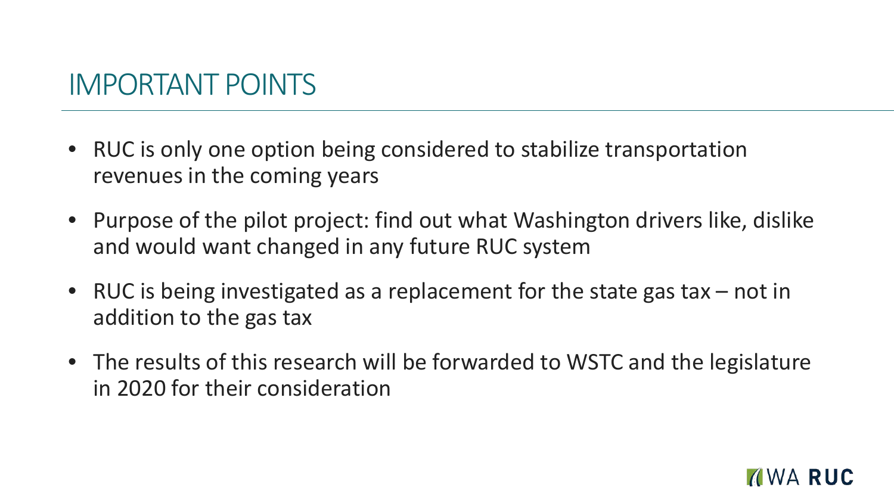# IMPORTANT POINTS

- RUC is only one option being considered to stabilize transportation revenues in the coming years
- Purpose of the pilot project: find out what Washington drivers like, dislike and would want changed in any future RUC system
- RUC is being investigated as a replacement for the state gas tax – not in addition to the gas tax
- The results of this research will be forwarded to WSTC and the legislature in 2020 for their consideration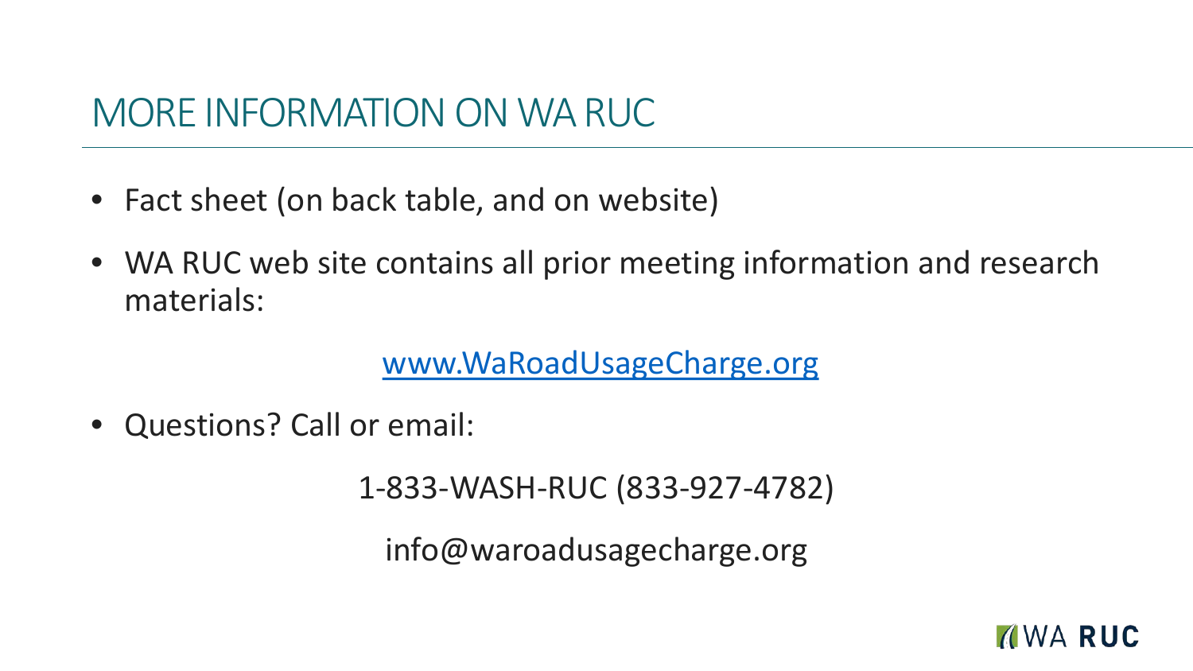# MORE INFORMATION ON WA RUC

- Fact sheet (on back table, and on website)
- WA RUC web site contains all prior meeting information and research materials:

  [www.WaRoadUsageCharge.org](http://www.WaRoadUsageCharge.org)

- Questions? Call or email:

  1-833-WASH-RUC (833-927-4782)

  info@waroadusagecharge.org

WA RUC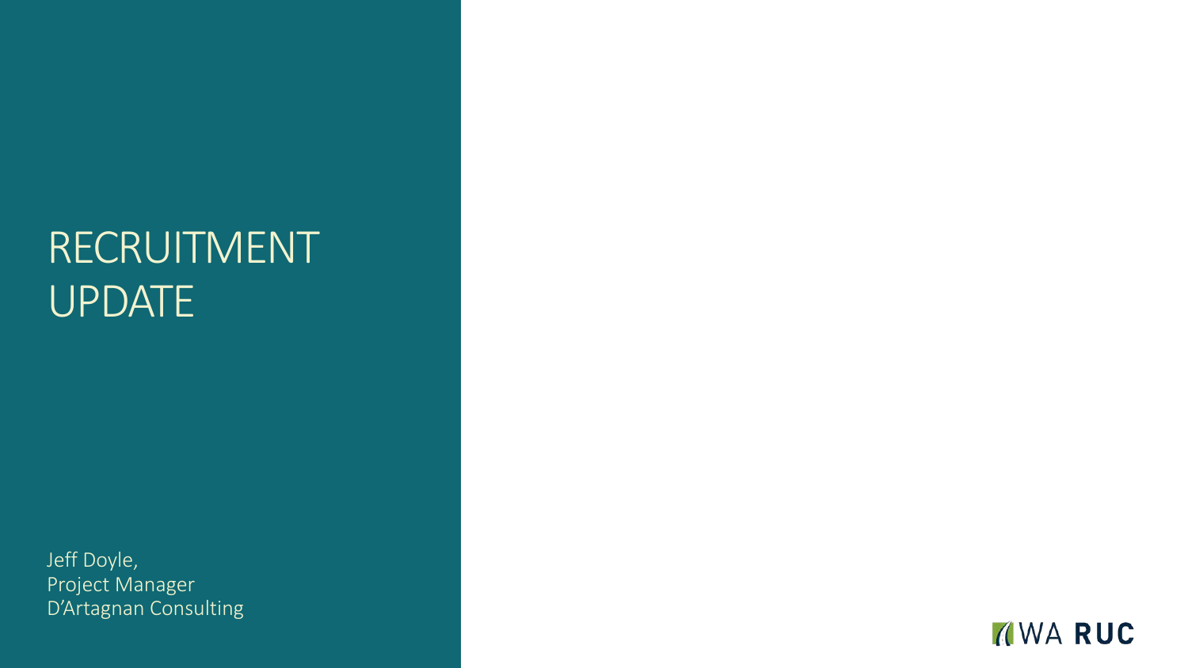# RECRUITMENT UPDATE

Jeff Doyle,
Project Manager
D'Artagnan Consulting

WA RUC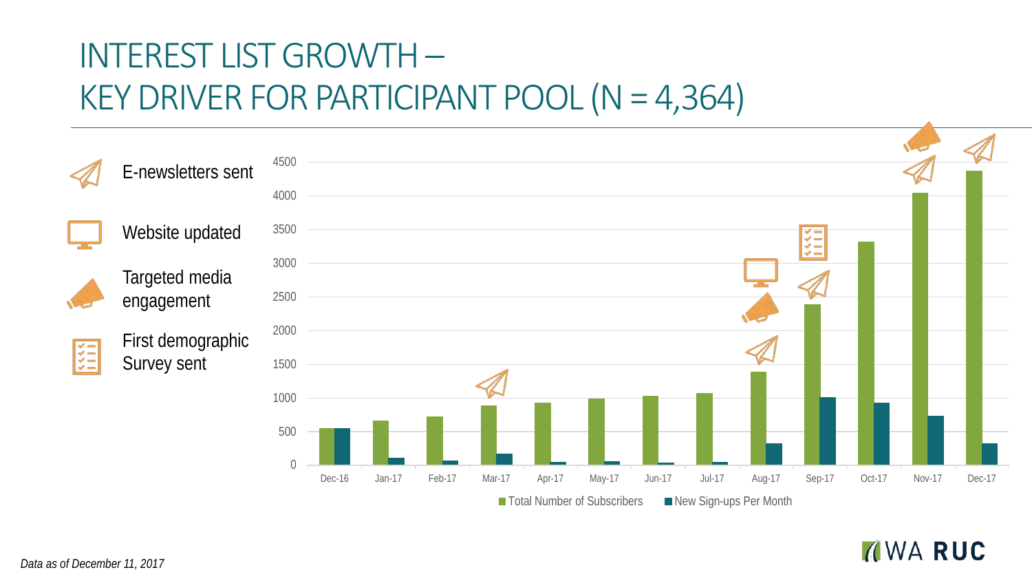# INTEREST LIST GROWTH – KEY DRIVER FOR PARTICIPANT POOL (N = 4,364)

E-newsletters sent

Website updated

Targeted media engagement

First demographic Survey sent

4500
4000
3500
3000
2500
2000
1500
1000
500
0

Dec-16 Jan-17 Feb-17 Mar-17 Apr-17 May-17 Jun-17 Jul-17 Aug-17 Sep-17 Oct-17 Nov-17 Dec-17

Total Number of Subscribers    New Sign-ups Per Month

*Data as of December 11, 2017*

WA RUC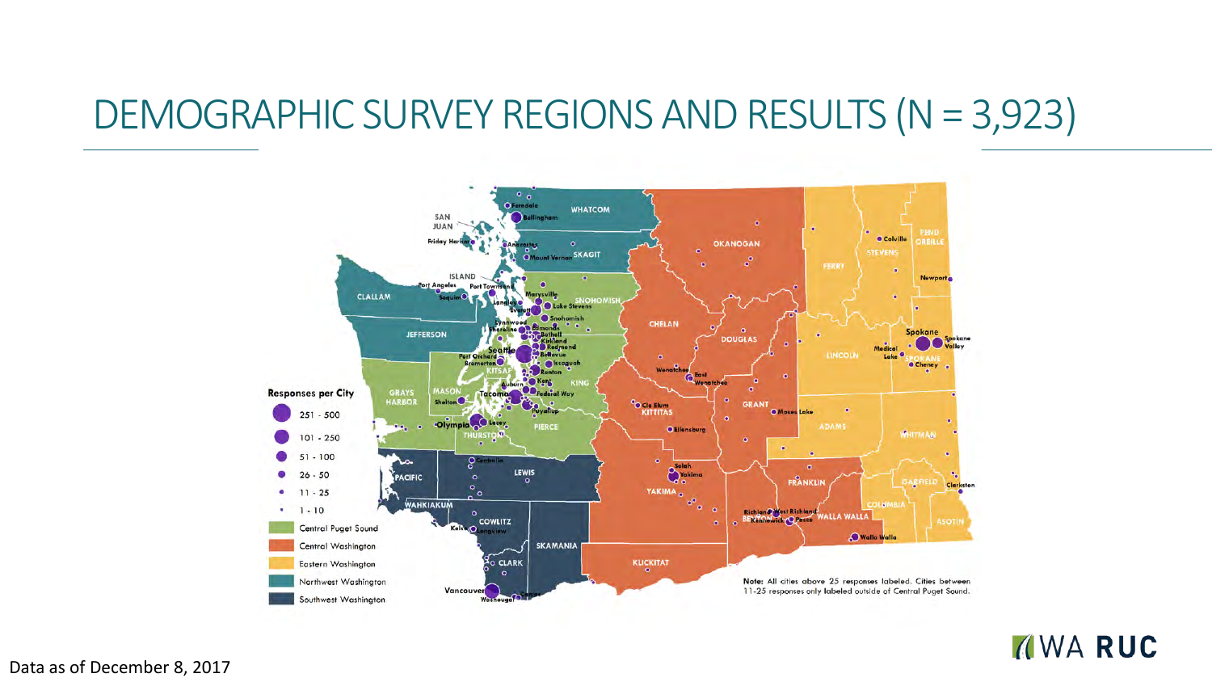# DEMOGRAPHIC SURVEY REGIONS AND RESULTS (N = 3,923)

**Responses per City**

- 251 - 500
- 101 - 250
- 51 - 100
- 26 - 50
- 11 - 25
- 1 - 10

Regions:

- Central Puget Sound
- Central Washington
- Eastern Washington
- Northwest Washington
- Southwest Washington

Note: All cities above 25 responses labeled. Cities between 11-25 responses only labeled outside of Central Puget Sound.

Data as of December 8, 2017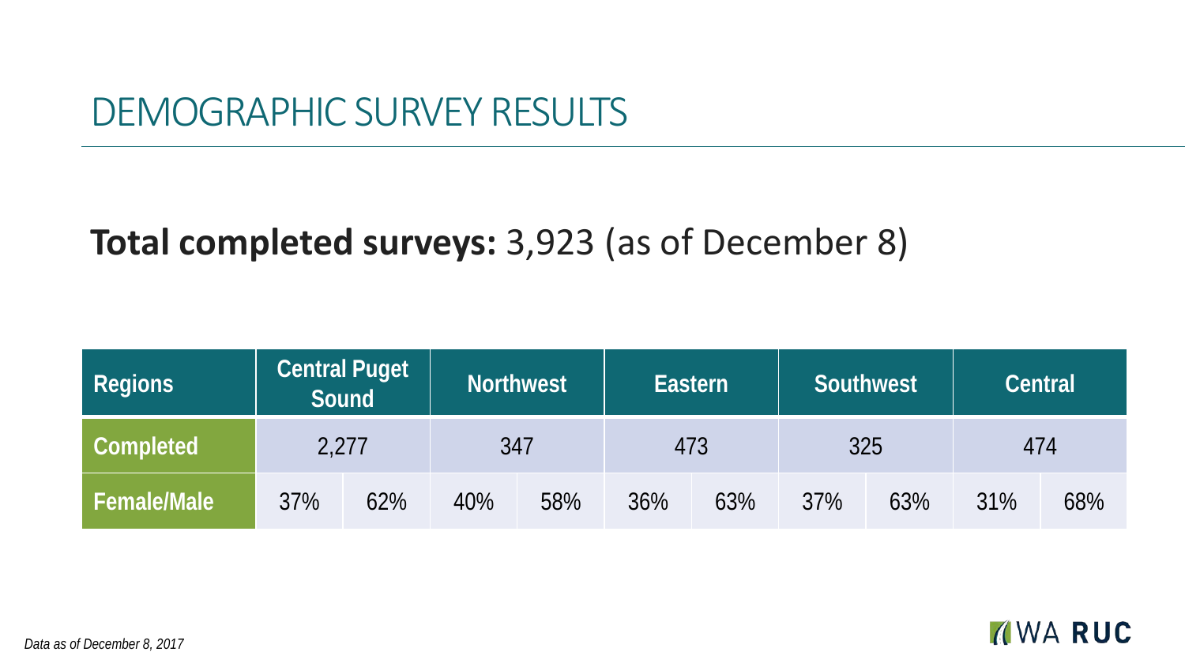# DEMOGRAPHIC SURVEY RESULTS

**Total completed surveys:** 3,923 (as of December 8)

| Regions | Central Puget Sound | | Northwest | | Eastern | | Southwest | | Central | |
|---|---|---|---|---|---|---|---|---|---|---|
| Completed | 2,277 | | 347 | | 473 | | 325 | | 474 | |
| Female/Male | 37% | 62% | 40% | 58% | 36% | 63% | 37% | 63% | 31% | 68% |

*Data as of December 8, 2017*

WA RUC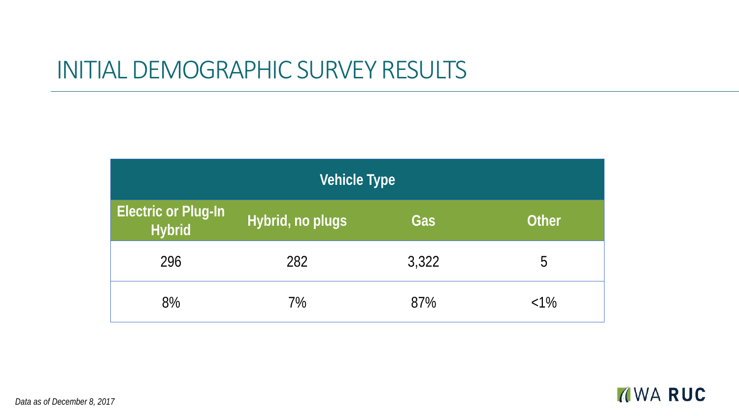# INITIAL DEMOGRAPHIC SURVEY RESULTS

| Vehicle Type | | | |
|---|---|---|---|
| Electric or Plug-In Hybrid | Hybrid, no plugs | Gas | Other |
| 296 | 282 | 3,322 | 5 |
| 8% | 7% | 87% | <1% |

*Data as of December 8, 2017*

WA RUC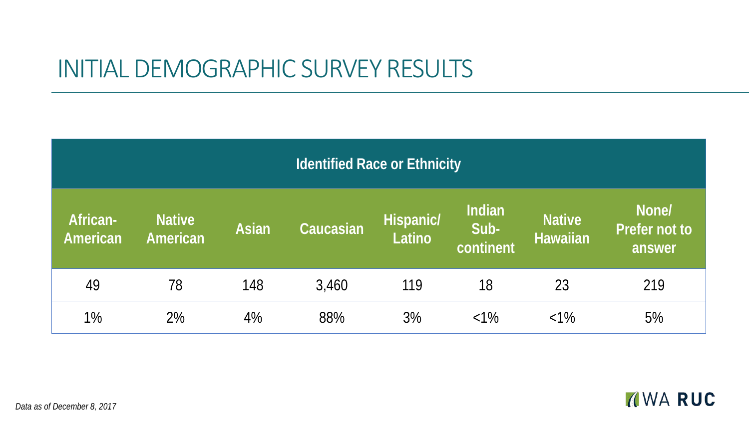# INITIAL DEMOGRAPHIC SURVEY RESULTS

| Identified Race or Ethnicity | | | | | | | |
|---|---|---|---|---|---|---|---|
| African-American | Native American | Asian | Caucasian | Hispanic/ Latino | Indian Sub-continent | Native Hawaiian | None/ Prefer not to answer |
| 49 | 78 | 148 | 3,460 | 119 | 18 | 23 | 219 |
| 1% | 2% | 4% | 88% | 3% | <1% | <1% | 5% |

*Data as of December 8, 2017*

WA RUC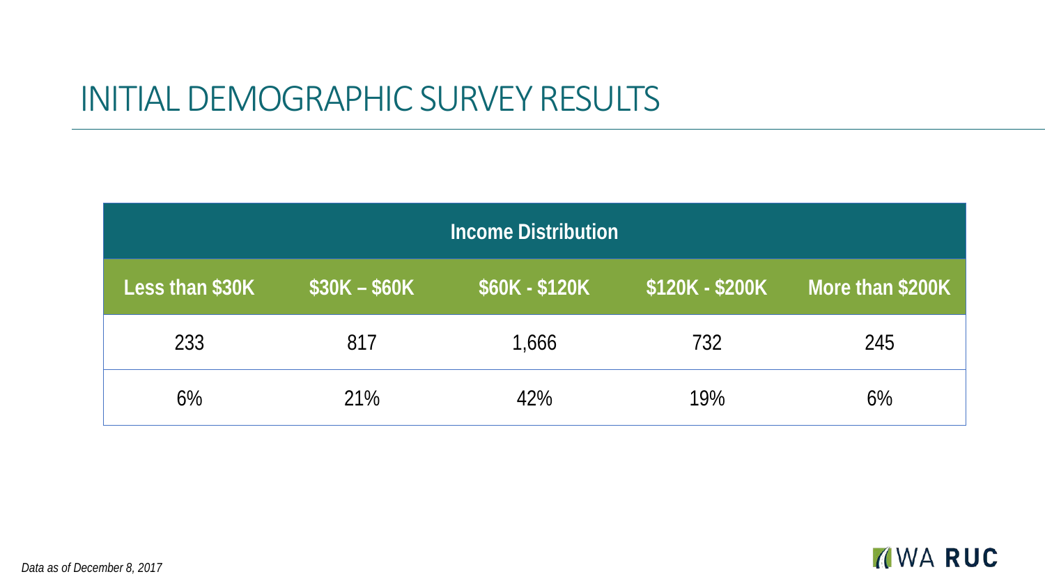# INITIAL DEMOGRAPHIC SURVEY RESULTS

| Income Distribution | | | | |
|---|---|---|---|---|
| **Less than $30K** | **$30K – $60K** | **$60K - $120K** | **$120K - $200K** | **More than $200K** |
| 233 | 817 | 1,666 | 732 | 245 |
| 6% | 21% | 42% | 19% | 6% |

*Data as of December 8, 2017*

WA RUC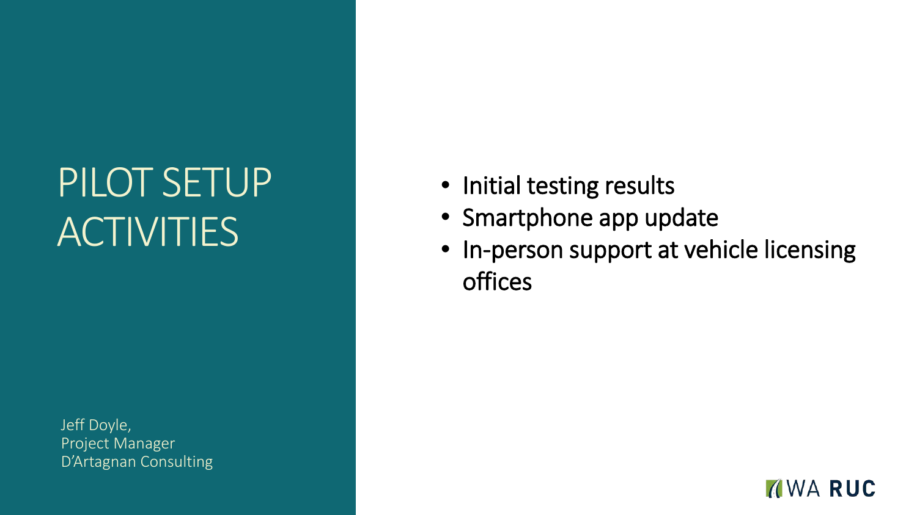# PILOT SETUP ACTIVITIES

Jeff Doyle,
Project Manager
D'Artagnan Consulting

- Initial testing results
- Smartphone app update
- In-person support at vehicle licensing offices

WA RUC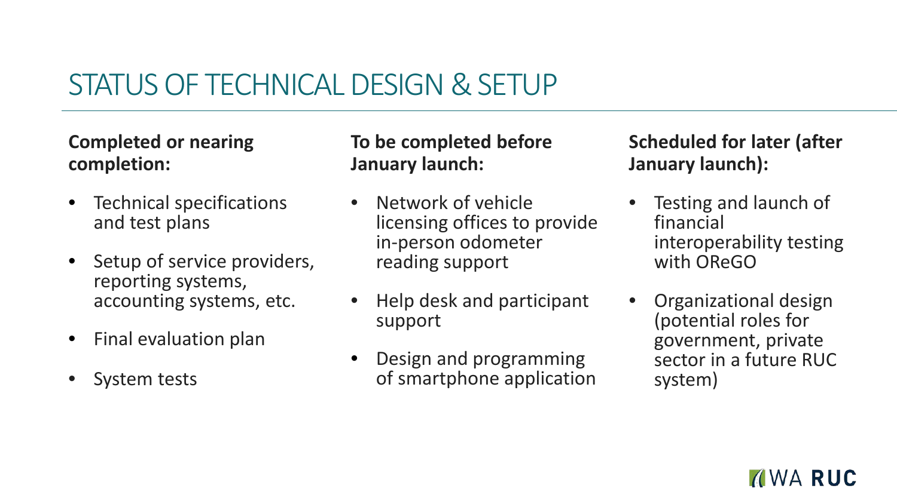# STATUS OF TECHNICAL DESIGN & SETUP

**Completed or nearing completion:**

- Technical specifications and test plans
- Setup of service providers, reporting systems, accounting systems, etc.
- Final evaluation plan
- System tests

**To be completed before January launch:**

- Network of vehicle licensing offices to provide in-person odometer reading support
- Help desk and participant support
- Design and programming of smartphone application

**Scheduled for later (after January launch):**

- Testing and launch of financial interoperability testing with OReGO
- Organizational design (potential roles for government, private sector in a future RUC system)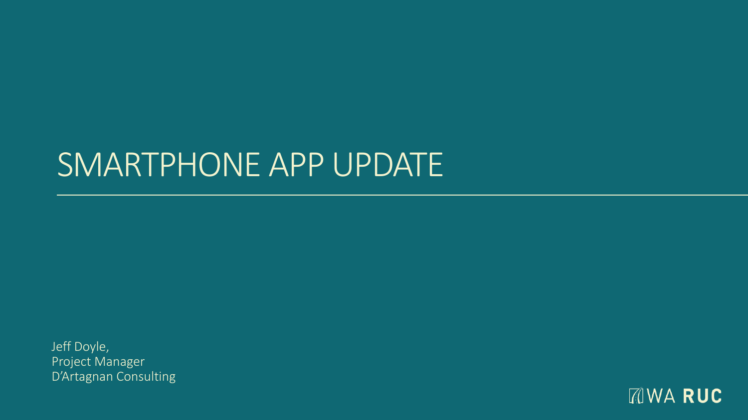# SMARTPHONE APP UPDATE

Jeff Doyle,
Project Manager
D'Artagnan Consulting

WA RUC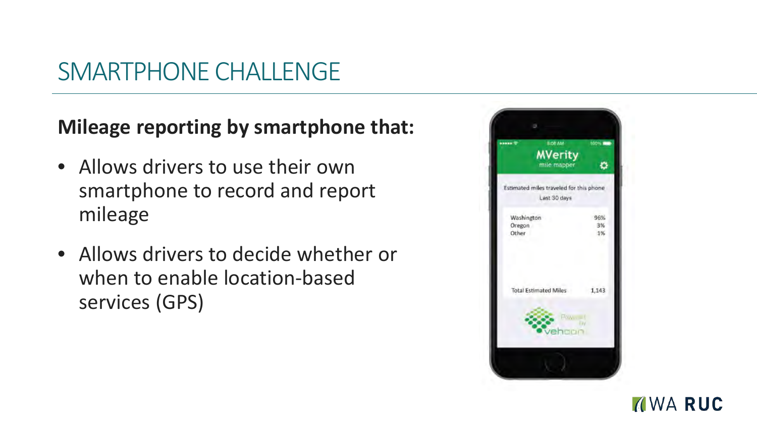# SMARTPHONE CHALLENGE

**Mileage reporting by smartphone that:**

- Allows drivers to use their own smartphone to record and report mileage
- Allows drivers to decide whether or when to enable location-based services (GPS)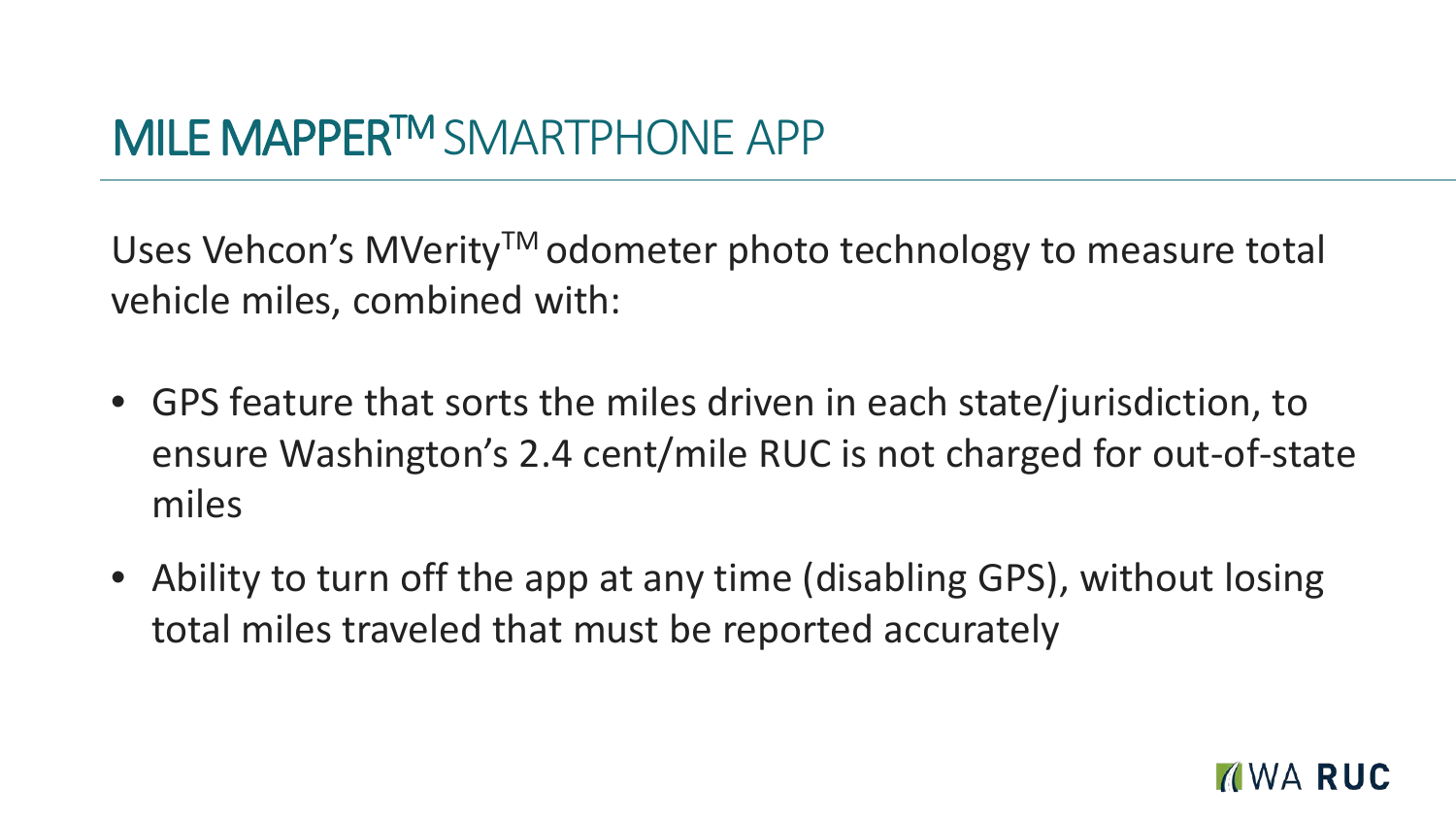# MILE MAPPER™ SMARTPHONE APP

Uses Vehcon's MVerity™ odometer photo technology to measure total vehicle miles, combined with:

- GPS feature that sorts the miles driven in each state/jurisdiction, to ensure Washington's 2.4 cent/mile RUC is not charged for out-of-state miles
- Ability to turn off the app at any time (disabling GPS), without losing total miles traveled that must be reported accurately

WA RUC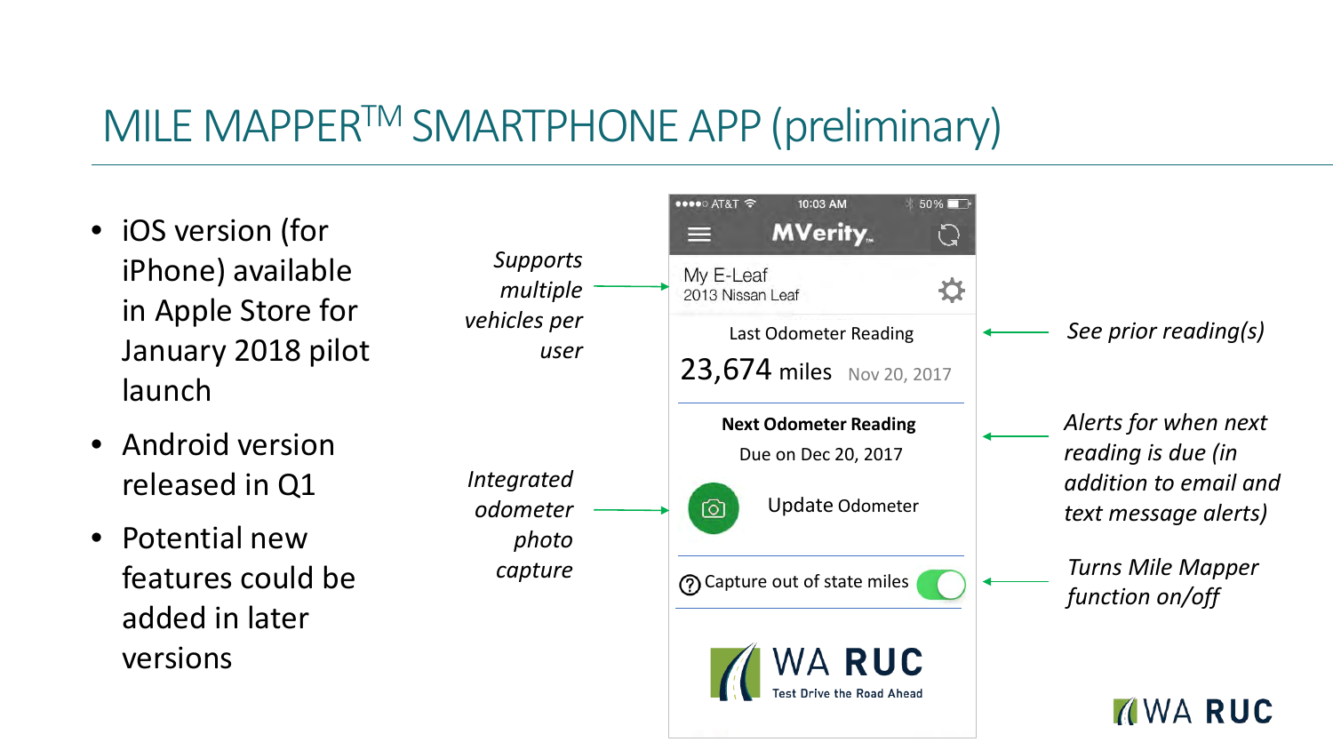# MILE MAPPER™ SMARTPHONE APP (preliminary)

- iOS version (for iPhone) available in Apple Store for January 2018 pilot launch
- Android version released in Q1
- Potential new features could be added in later versions

*Supports multiple vehicles per user*

*Integrated odometer photo capture*

*See prior reading(s)*

*Alerts for when next reading is due (in addition to email and text message alerts)*

*Turns Mile Mapper function on/off*

MVerity

My E-Leaf
2013 Nissan Leaf

Last Odometer Reading
23,674 miles Nov 20, 2017

**Next Odometer Reading**
Due on Dec 20, 2017

Update Odometer

Capture out of state miles

WA RUC
Test Drive the Road Ahead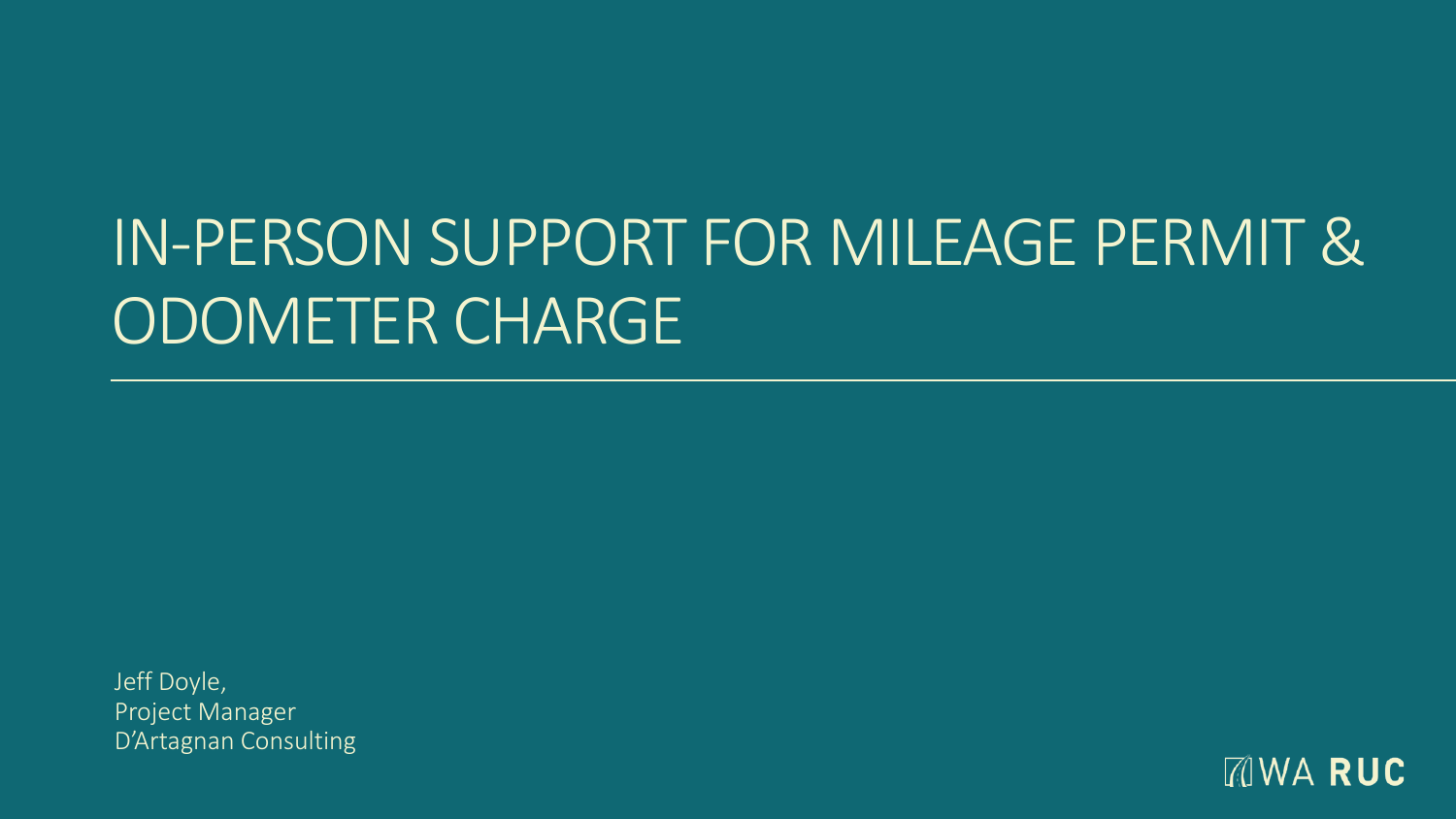# IN-PERSON SUPPORT FOR MILEAGE PERMIT & ODOMETER CHARGE

Jeff Doyle,
Project Manager
D'Artagnan Consulting

WA RUC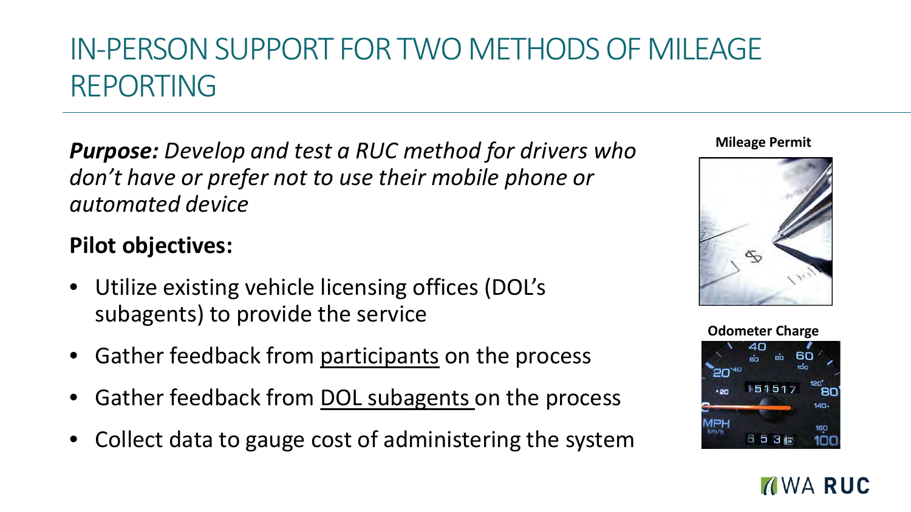# IN-PERSON SUPPORT FOR TWO METHODS OF MILEAGE REPORTING

***Purpose:*** *Develop and test a RUC method for drivers who don't have or prefer not to use their mobile phone or automated device*

**Pilot objectives:**

- Utilize existing vehicle licensing offices (DOL's subagents) to provide the service
- Gather feedback from <u>participants</u> on the process
- Gather feedback from <u>DOL subagents</u> on the process
- Collect data to gauge cost of administering the system

**Mileage Permit**

**Odometer Charge**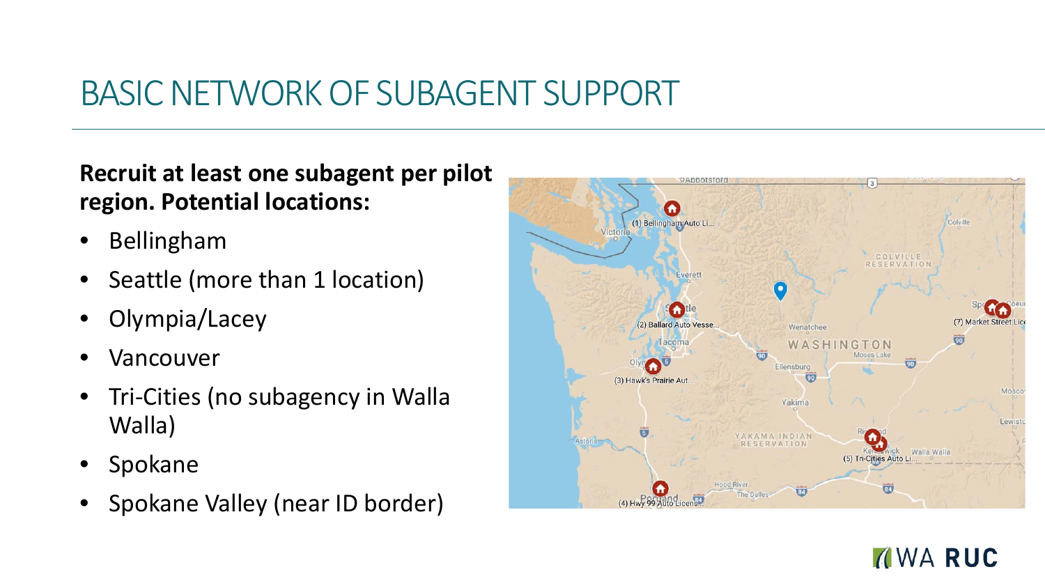# BASIC NETWORK OF SUBAGENT SUPPORT

**Recruit at least one subagent per pilot region. Potential locations:**

- Bellingham
- Seattle (more than 1 location)
- Olympia/Lacey
- Vancouver
- Tri-Cities (no subagency in Walla Walla)
- Spokane
- Spokane Valley (near ID border)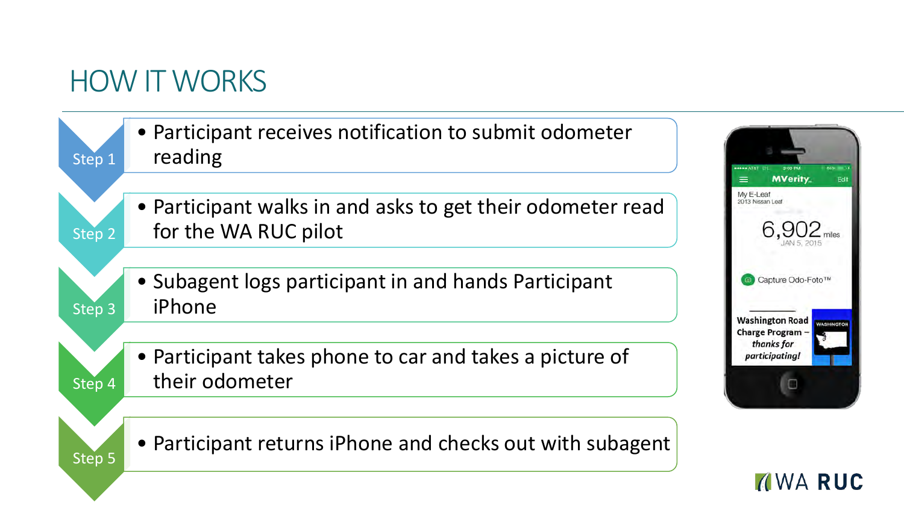# HOW IT WORKS

**Step 1**
- Participant receives notification to submit odometer reading

**Step 2**
- Participant walks in and asks to get their odometer read for the WA RUC pilot

**Step 3**
- Subagent logs participant in and hands Participant iPhone

**Step 4**
- Participant takes phone to car and takes a picture of their odometer

**Step 5**
- Participant returns iPhone and checks out with subagent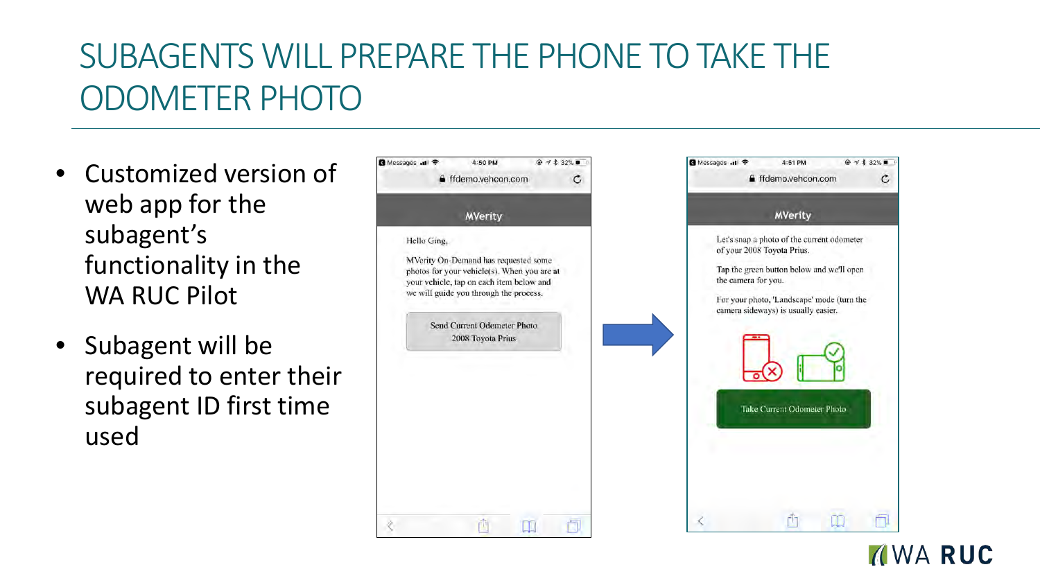# SUBAGENTS WILL PREPARE THE PHONE TO TAKE THE ODOMETER PHOTO

- Customized version of web app for the subagent's functionality in the WA RUC Pilot
- Subagent will be required to enter their subagent ID first time used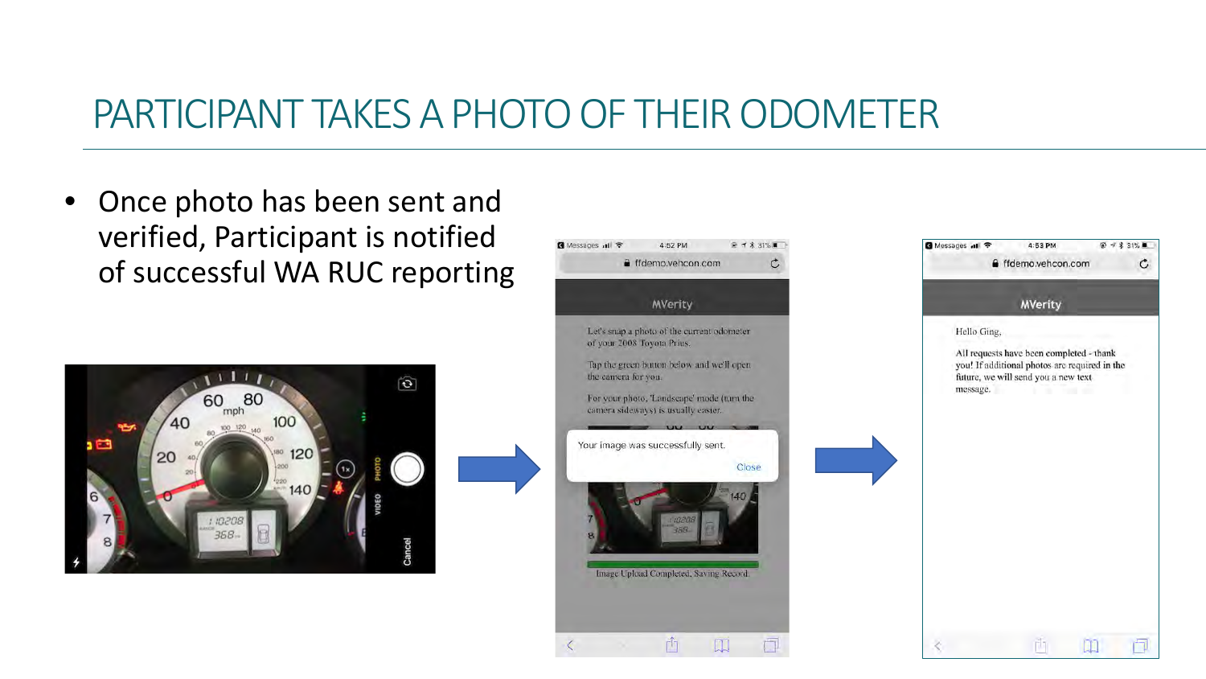# PARTICIPANT TAKES A PHOTO OF THEIR ODOMETER

- Once photo has been sent and verified, Participant is notified of successful WA RUC reporting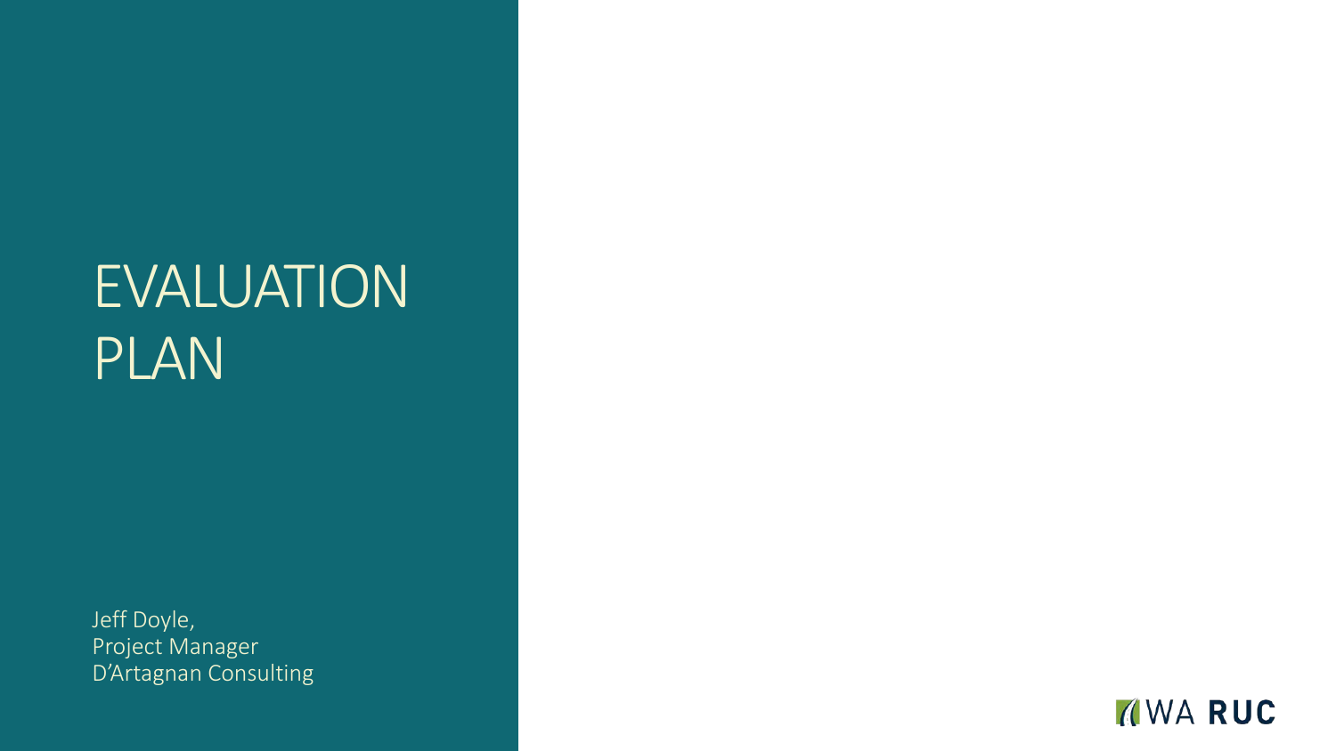# EVALUATION PLAN

Jeff Doyle,
Project Manager
D'Artagnan Consulting

WA RUC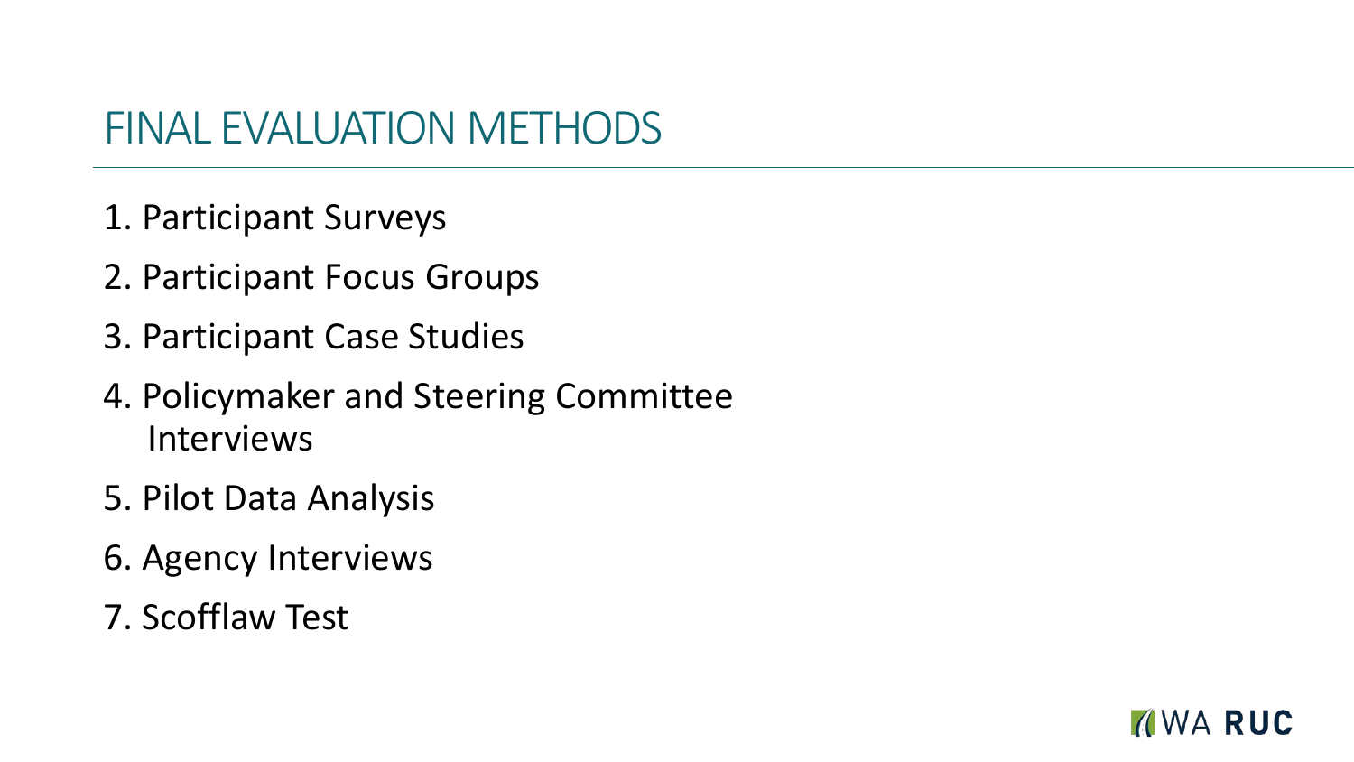# FINAL EVALUATION METHODS

1. Participant Surveys
2. Participant Focus Groups
3. Participant Case Studies
4. Policymaker and Steering Committee Interviews
5. Pilot Data Analysis
6. Agency Interviews
7. Scofflaw Test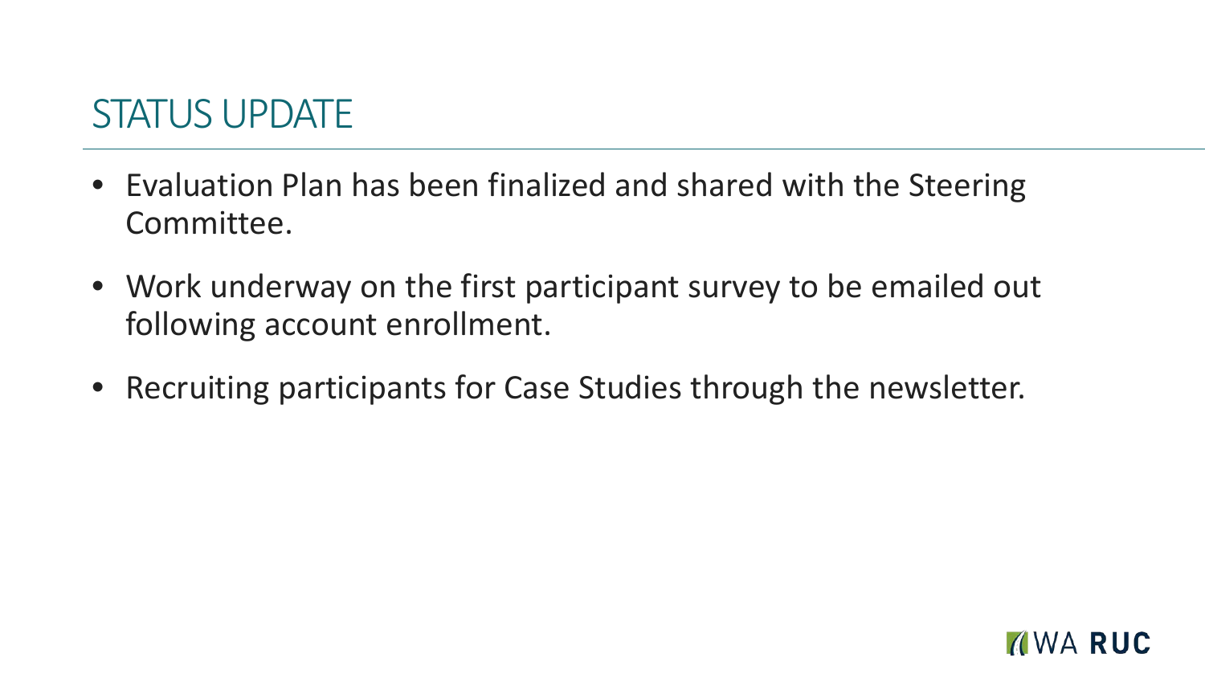# STATUS UPDATE

- Evaluation Plan has been finalized and shared with the Steering Committee.
- Work underway on the first participant survey to be emailed out following account enrollment.
- Recruiting participants for Case Studies through the newsletter.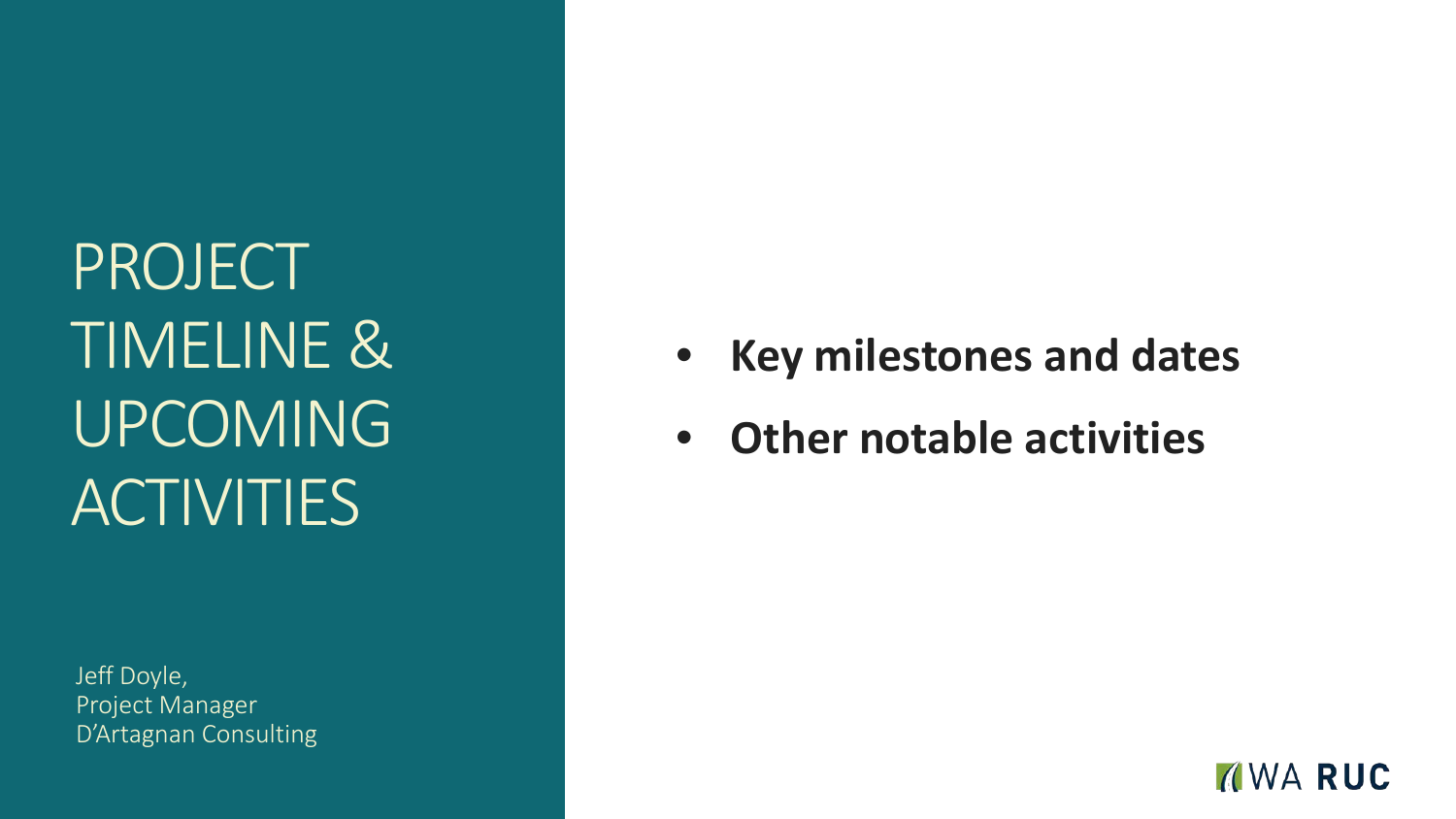# PROJECT TIMELINE & UPCOMING ACTIVITIES

Jeff Doyle,
Project Manager
D'Artagnan Consulting

- **Key milestones and dates**
- **Other notable activities**

WA RUC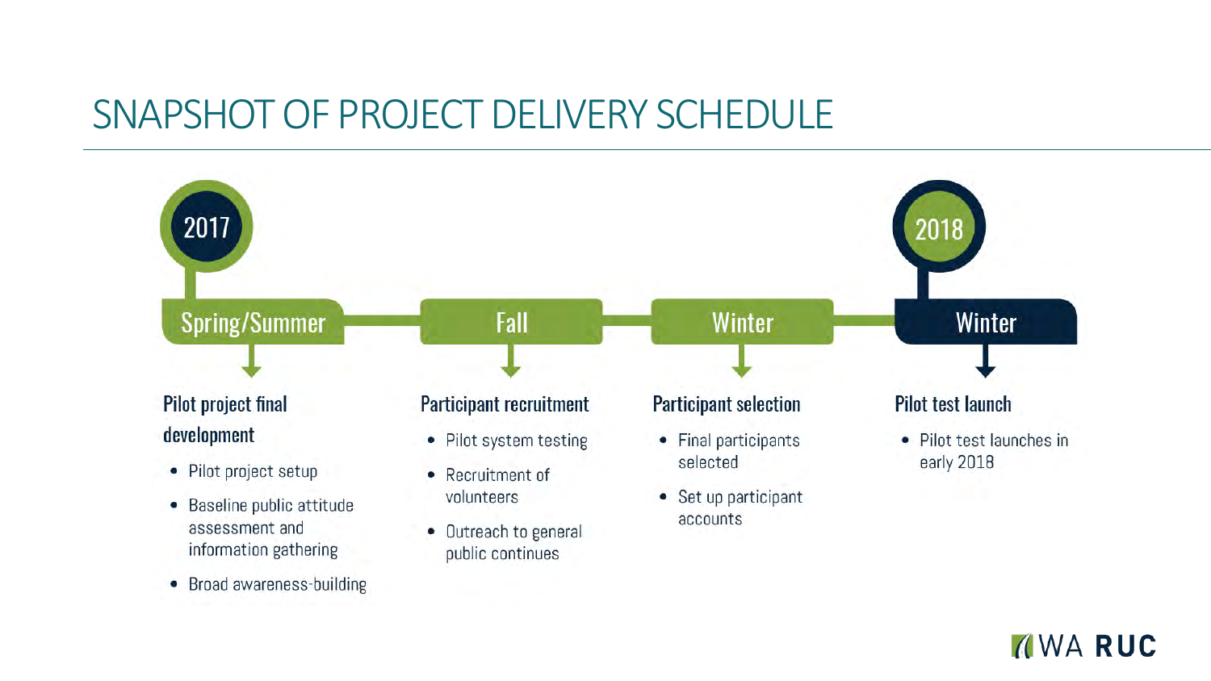# SNAPSHOT OF PROJECT DELIVERY SCHEDULE

## 2017

### Spring/Summer

**Pilot project final development**

- Pilot project setup
- Baseline public attitude assessment and information gathering
- Broad awareness-building

### Fall

**Participant recruitment**

- Pilot system testing
- Recruitment of volunteers
- Outreach to general public continues

### Winter

**Participant selection**

- Final participants selected
- Set up participant accounts

## 2018

### Winter

**Pilot test launch**

- Pilot test launches in early 2018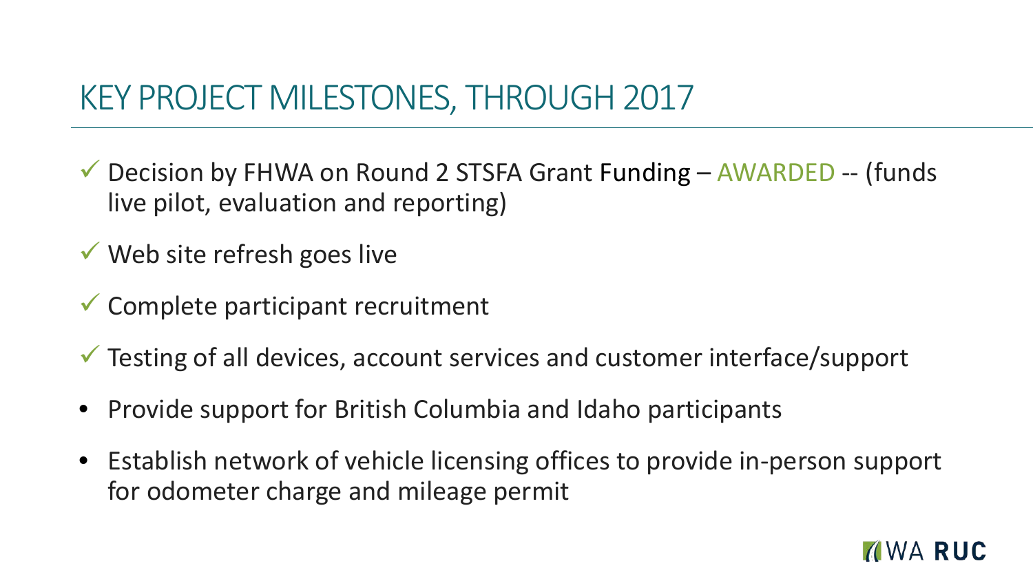# KEY PROJECT MILESTONES, THROUGH 2017

- ✓ Decision by FHWA on Round 2 STSFA Grant Funding – AWARDED -- (funds live pilot, evaluation and reporting)
- ✓ Web site refresh goes live
- ✓ Complete participant recruitment
- ✓ Testing of all devices, account services and customer interface/support
- Provide support for British Columbia and Idaho participants
- Establish network of vehicle licensing offices to provide in-person support for odometer charge and mileage permit

WA RUC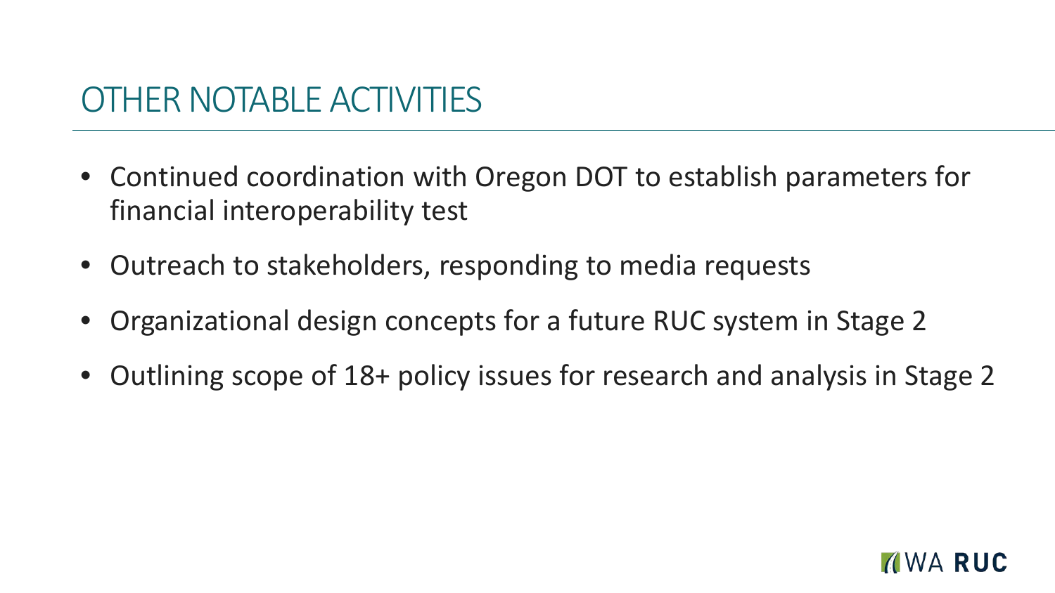# OTHER NOTABLE ACTIVITIES

- Continued coordination with Oregon DOT to establish parameters for financial interoperability test
- Outreach to stakeholders, responding to media requests
- Organizational design concepts for a future RUC system in Stage 2
- Outlining scope of 18+ policy issues for research and analysis in Stage 2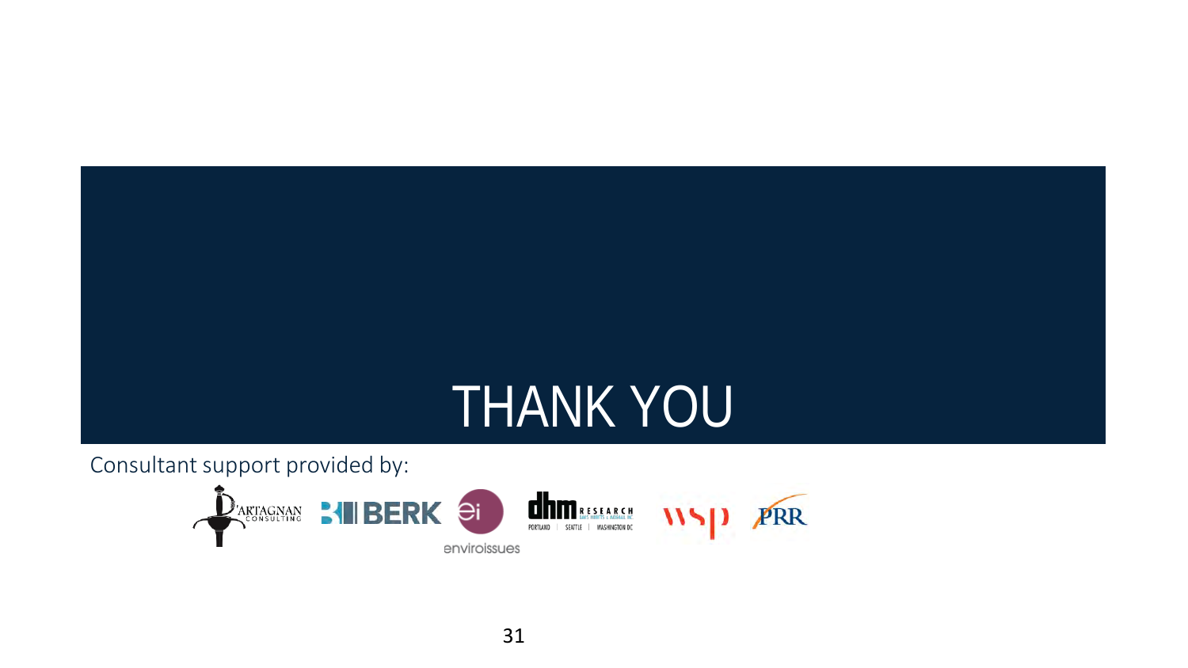# THANK YOU

Consultant support provided by:

D'ARTAGNAN CONSULTING BERK enviroissues dhm RESEARCH wsp PRR